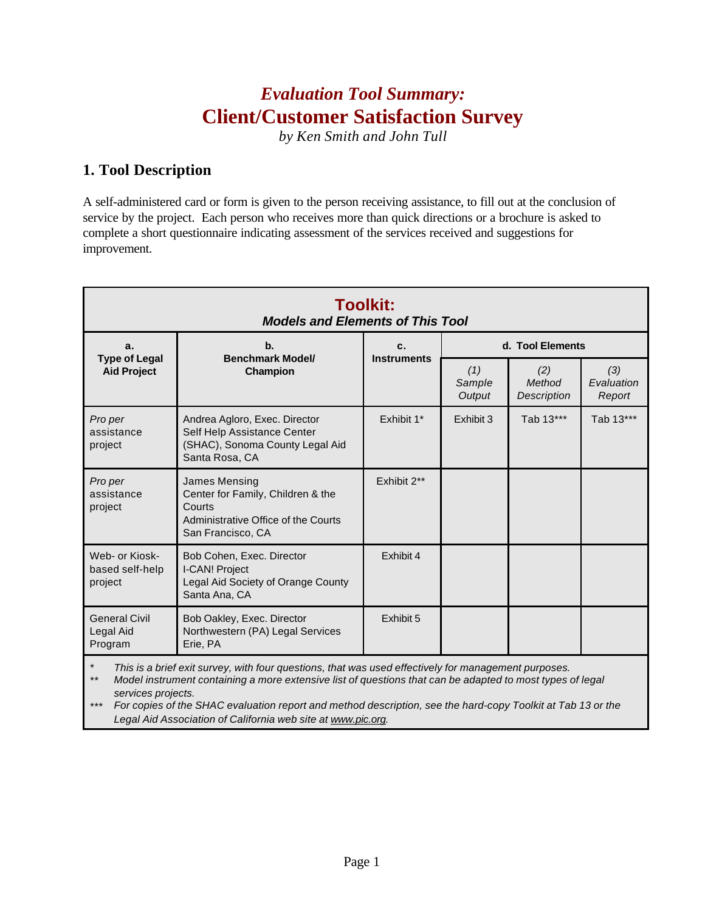# *Evaluation Tool Summary:*
# Client/Customer Satisfaction Survey

*by Ken Smith and John Tull*

## 1. Tool Description

A self-administered card or form is given to the person receiving assistance, to fill out at the conclusion of service by the project. Each person who receives more than quick directions or a brochure is asked to complete a short questionnaire indicating assessment of the services received and suggestions for improvement.

**Toolkit:**
***Models and Elements of This Tool***

| a. Type of Legal Aid Project | b. Benchmark Model/ Champion | c. Instruments | d. Tool Elements | | |
|---|---|---|---|---|---|
| | | | *(1) Sample Output* | *(2) Method Description* | *(3) Evaluation Report* |
| *Pro per* assistance project | Andrea Agloro, Exec. Director<br>Self Help Assistance Center (SHAC), Sonoma County Legal Aid<br>Santa Rosa, CA | Exhibit 1* | Exhibit 3 | Tab 13*** | Tab 13*** |
| *Pro per* assistance project | James Mensing<br>Center for Family, Children & the Courts<br>Administrative Office of the Courts<br>San Francisco, CA | Exhibit 2** | | | |
| Web- or Kiosk-based self-help project | Bob Cohen, Exec. Director<br>I-CAN! Project<br>Legal Aid Society of Orange County<br>Santa Ana, CA | Exhibit 4 | | | |
| General Civil Legal Aid Program | Bob Oakley, Exec. Director<br>Northwestern (PA) Legal Services<br>Erie, PA | Exhibit 5 | | | |

\* *This is a brief exit survey, with four questions, that was used effectively for management purposes.*

\*\* *Model instrument containing a more extensive list of questions that can be adapted to most types of legal services projects.*

\*\*\* *For copies of the SHAC evaluation report and method description, see the hard-copy Toolkit at Tab 13 or the Legal Aid Association of California web site at www.pic.org.*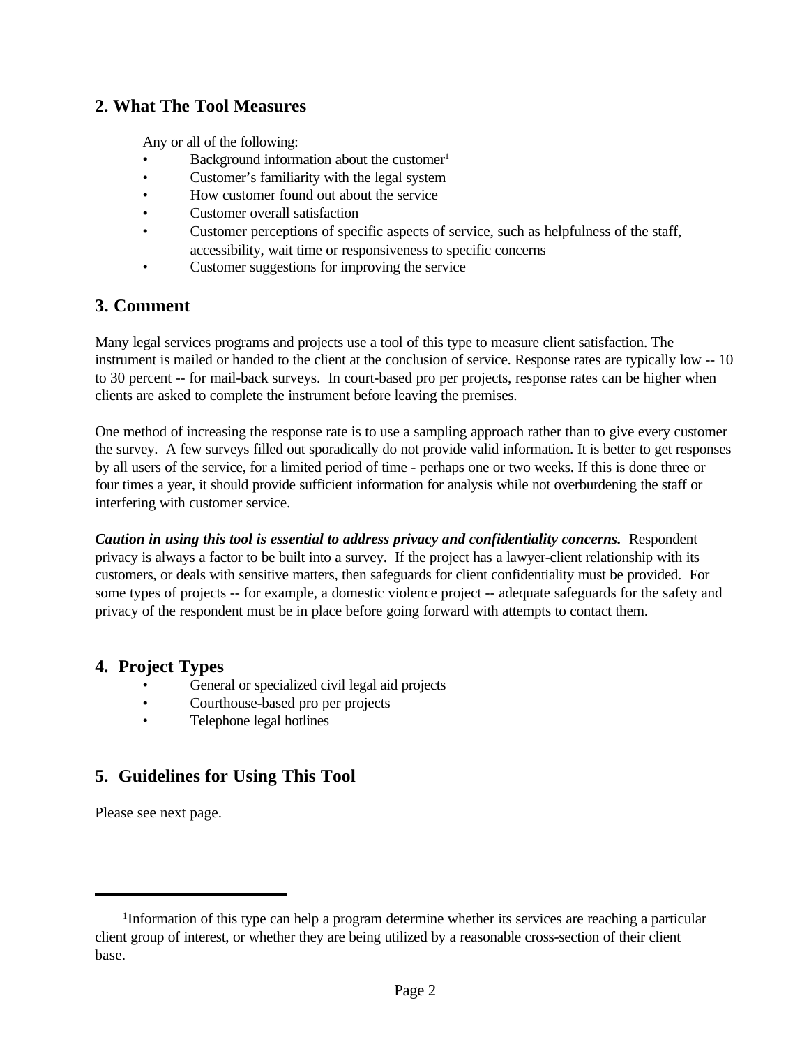## 2. What The Tool Measures

Any or all of the following:

- Background information about the customer[1]
- Customer's familiarity with the legal system
- How customer found out about the service
- Customer overall satisfaction
- Customer perceptions of specific aspects of service, such as helpfulness of the staff, accessibility, wait time or responsiveness to specific concerns
- Customer suggestions for improving the service

## 3. Comment

Many legal services programs and projects use a tool of this type to measure client satisfaction. The instrument is mailed or handed to the client at the conclusion of service. Response rates are typically low -- 10 to 30 percent -- for mail-back surveys. In court-based pro per projects, response rates can be higher when clients are asked to complete the instrument before leaving the premises.

One method of increasing the response rate is to use a sampling approach rather than to give every customer the survey. A few surveys filled out sporadically do not provide valid information. It is better to get responses by all users of the service, for a limited period of time - perhaps one or two weeks. If this is done three or four times a year, it should provide sufficient information for analysis while not overburdening the staff or interfering with customer service.

***Caution in using this tool is essential to address privacy and confidentiality concerns.*** Respondent privacy is always a factor to be built into a survey. If the project has a lawyer-client relationship with its customers, or deals with sensitive matters, then safeguards for client confidentiality must be provided. For some types of projects -- for example, a domestic violence project -- adequate safeguards for the safety and privacy of the respondent must be in place before going forward with attempts to contact them.

## 4. Project Types

- General or specialized civil legal aid projects
- Courthouse-based pro per projects
- Telephone legal hotlines

## 5. Guidelines for Using This Tool

Please see next page.

---

[1] Information of this type can help a program determine whether its services are reaching a particular client group of interest, or whether they are being utilized by a reasonable cross-section of their client base.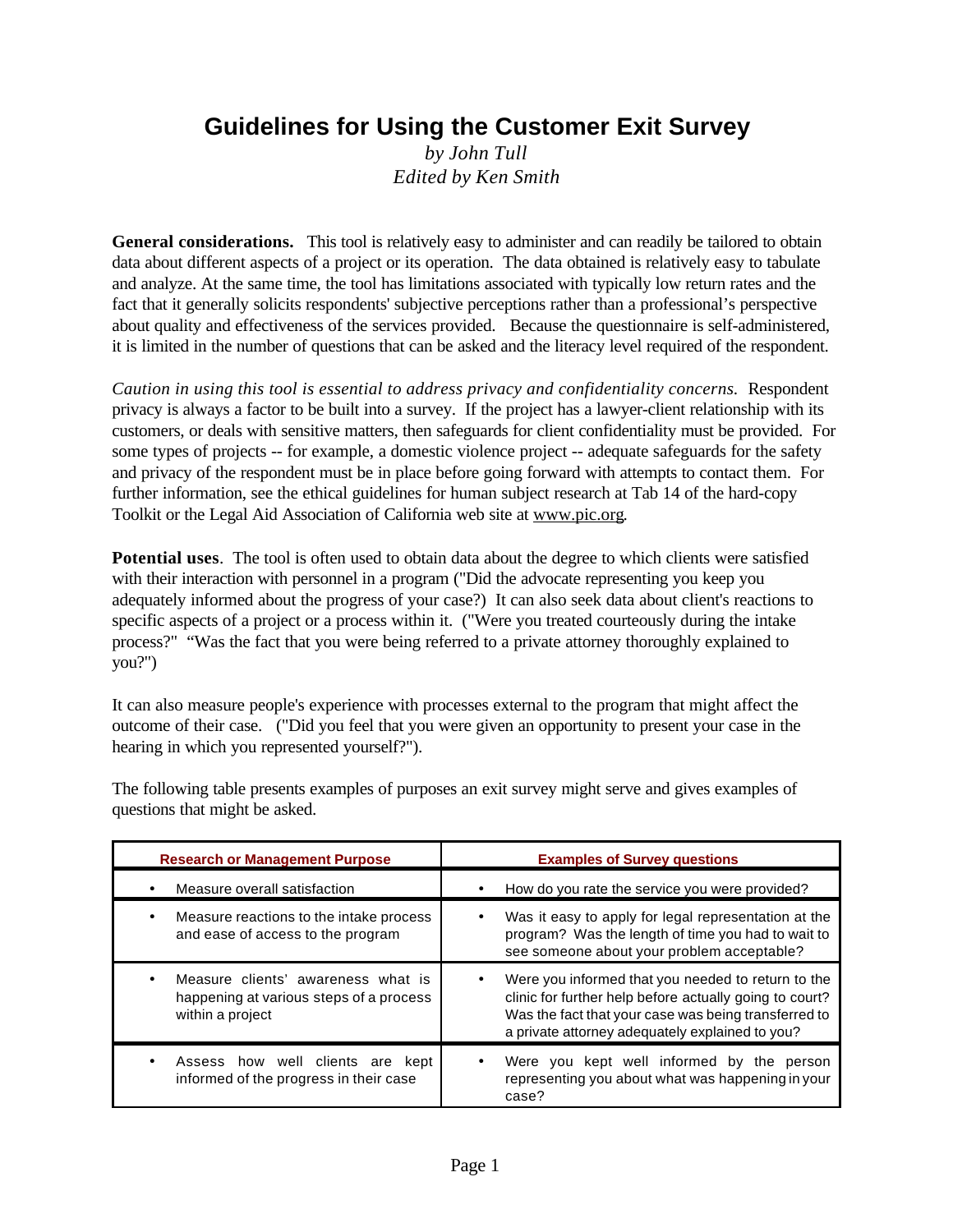# Guidelines for Using the Customer Exit Survey

*by John Tull*
*Edited by Ken Smith*

**General considerations.** This tool is relatively easy to administer and can readily be tailored to obtain data about different aspects of a project or its operation. The data obtained is relatively easy to tabulate and analyze. At the same time, the tool has limitations associated with typically low return rates and the fact that it generally solicits respondents' subjective perceptions rather than a professional's perspective about quality and effectiveness of the services provided. Because the questionnaire is self-administered, it is limited in the number of questions that can be asked and the literacy level required of the respondent.

*Caution in using this tool is essential to address privacy and confidentiality concerns.* Respondent privacy is always a factor to be built into a survey. If the project has a lawyer-client relationship with its customers, or deals with sensitive matters, then safeguards for client confidentiality must be provided. For some types of projects -- for example, a domestic violence project -- adequate safeguards for the safety and privacy of the respondent must be in place before going forward with attempts to contact them. For further information, see the ethical guidelines for human subject research at Tab 14 of the hard-copy Toolkit or the Legal Aid Association of California web site at www.pic.org.

**Potential uses**. The tool is often used to obtain data about the degree to which clients were satisfied with their interaction with personnel in a program ("Did the advocate representing you keep you adequately informed about the progress of your case?) It can also seek data about client's reactions to specific aspects of a project or a process within it. ("Were you treated courteously during the intake process?" "Was the fact that you were being referred to a private attorney thoroughly explained to you?")

It can also measure people's experience with processes external to the program that might affect the outcome of their case. ("Did you feel that you were given an opportunity to present your case in the hearing in which you represented yourself?").

The following table presents examples of purposes an exit survey might serve and gives examples of questions that might be asked.

| Research or Management Purpose | Examples of Survey questions |
|---|---|
| • Measure overall satisfaction | • How do you rate the service you were provided? |
| • Measure reactions to the intake process and ease of access to the program | • Was it easy to apply for legal representation at the program? Was the length of time you had to wait to see someone about your problem acceptable? |
| • Measure clients' awareness what is happening at various steps of a process within a project | • Were you informed that you needed to return to the clinic for further help before actually going to court? Was the fact that your case was being transferred to a private attorney adequately explained to you? |
| • Assess how well clients are kept informed of the progress in their case | • Were you kept well informed by the person representing you about what was happening in your case? |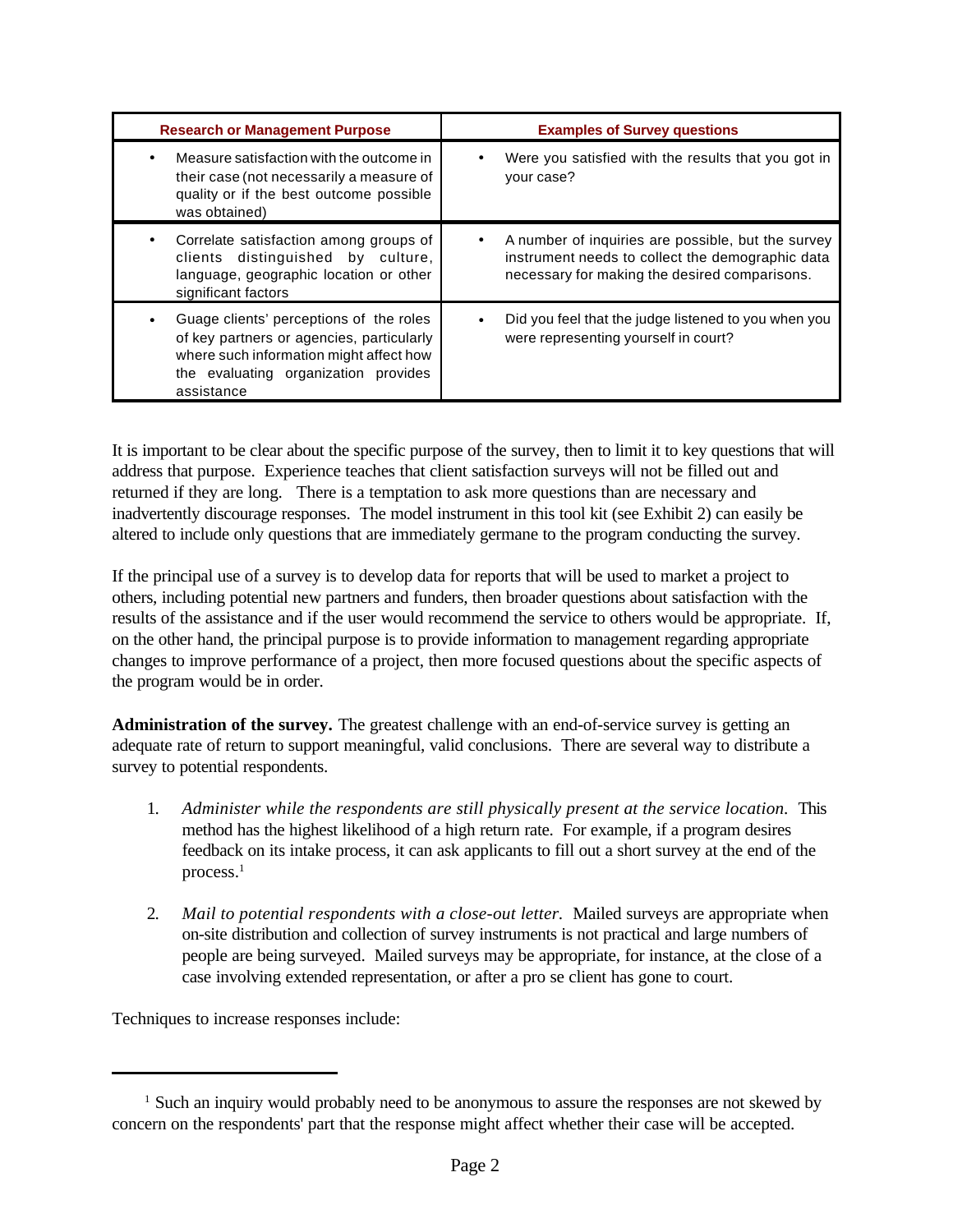| Research or Management Purpose | Examples of Survey questions |
| --- | --- |
| • Measure satisfaction with the outcome in their case (not necessarily a measure of quality or if the best outcome possible was obtained) | • Were you satisfied with the results that you got in your case? |
| • Correlate satisfaction among groups of clients distinguished by culture, language, geographic location or other significant factors | • A number of inquiries are possible, but the survey instrument needs to collect the demographic data necessary for making the desired comparisons. |
| • Guage clients' perceptions of the roles of key partners or agencies, particularly where such information might affect how the evaluating organization provides assistance | • Did you feel that the judge listened to you when you were representing yourself in court? |

It is important to be clear about the specific purpose of the survey, then to limit it to key questions that will address that purpose. Experience teaches that client satisfaction surveys will not be filled out and returned if they are long. There is a temptation to ask more questions than are necessary and inadvertently discourage responses. The model instrument in this tool kit (see Exhibit 2) can easily be altered to include only questions that are immediately germane to the program conducting the survey.

If the principal use of a survey is to develop data for reports that will be used to market a project to others, including potential new partners and funders, then broader questions about satisfaction with the results of the assistance and if the user would recommend the service to others would be appropriate. If, on the other hand, the principal purpose is to provide information to management regarding appropriate changes to improve performance of a project, then more focused questions about the specific aspects of the program would be in order.

**Administration of the survey.** The greatest challenge with an end-of-service survey is getting an adequate rate of return to support meaningful, valid conclusions. There are several way to distribute a survey to potential respondents.

1. *Administer while the respondents are still physically present at the service location.* This method has the highest likelihood of a high return rate. For example, if a program desires feedback on its intake process, it can ask applicants to fill out a short survey at the end of the process.[1]

2. *Mail to potential respondents with a close-out letter*. Mailed surveys are appropriate when on-site distribution and collection of survey instruments is not practical and large numbers of people are being surveyed. Mailed surveys may be appropriate, for instance, at the close of a case involving extended representation, or after a pro se client has gone to court.

Techniques to increase responses include:

[1] Such an inquiry would probably need to be anonymous to assure the responses are not skewed by concern on the respondents' part that the response might affect whether their case will be accepted.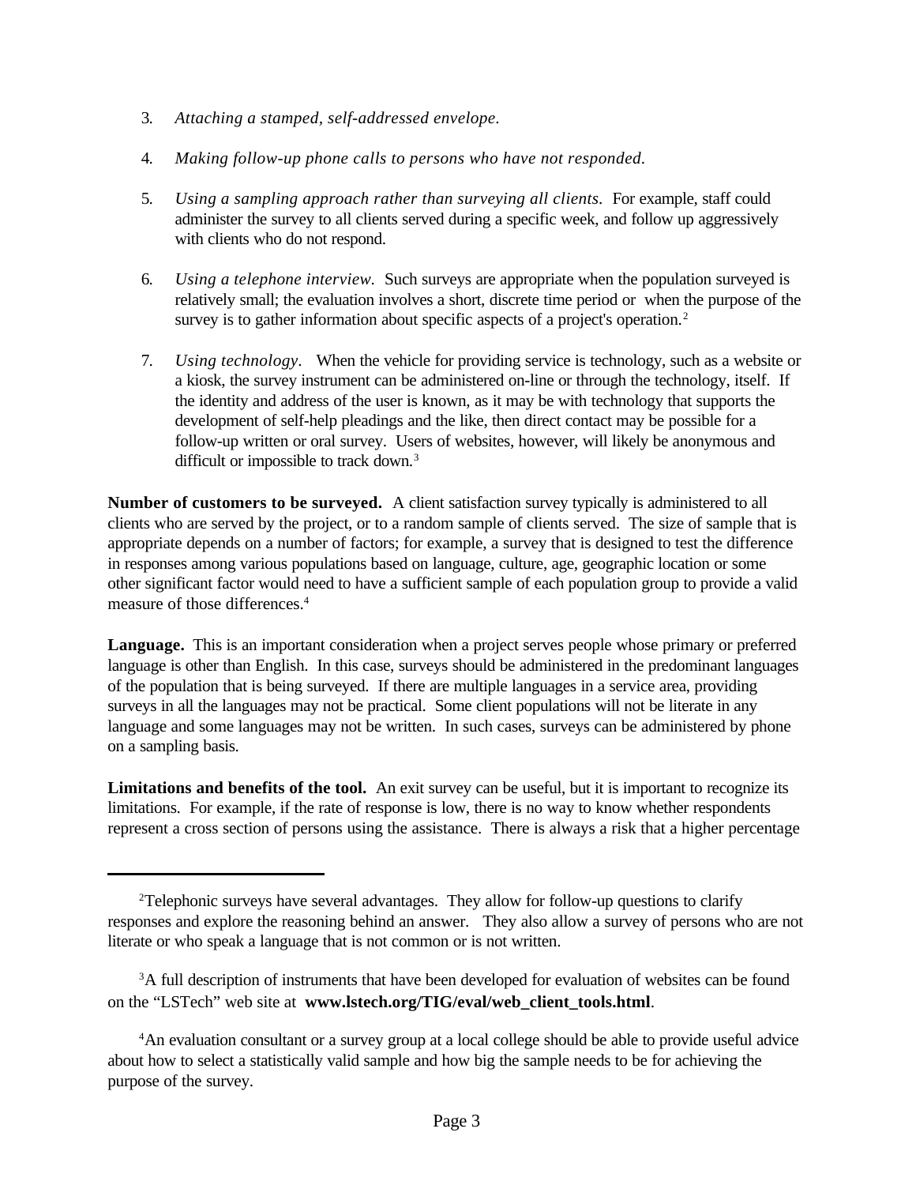3. *Attaching a stamped, self-addressed envelope.*

4. *Making follow-up phone calls to persons who have not responded.*

5. *Using a sampling approach rather than surveying all clients.* For example, staff could administer the survey to all clients served during a specific week, and follow up aggressively with clients who do not respond.

6. *Using a telephone interview.* Such surveys are appropriate when the population surveyed is relatively small; the evaluation involves a short, discrete time period or when the purpose of the survey is to gather information about specific aspects of a project's operation.[2]

7. *Using technology.* When the vehicle for providing service is technology, such as a website or a kiosk, the survey instrument can be administered on-line or through the technology, itself. If the identity and address of the user is known, as it may be with technology that supports the development of self-help pleadings and the like, then direct contact may be possible for a follow-up written or oral survey. Users of websites, however, will likely be anonymous and difficult or impossible to track down.[3]

**Number of customers to be surveyed.** A client satisfaction survey typically is administered to all clients who are served by the project, or to a random sample of clients served. The size of sample that is appropriate depends on a number of factors; for example, a survey that is designed to test the difference in responses among various populations based on language, culture, age, geographic location or some other significant factor would need to have a sufficient sample of each population group to provide a valid measure of those differences.[4]

**Language.** This is an important consideration when a project serves people whose primary or preferred language is other than English. In this case, surveys should be administered in the predominant languages of the population that is being surveyed. If there are multiple languages in a service area, providing surveys in all the languages may not be practical. Some client populations will not be literate in any language and some languages may not be written. In such cases, surveys can be administered by phone on a sampling basis.

**Limitations and benefits of the tool.** An exit survey can be useful, but it is important to recognize its limitations. For example, if the rate of response is low, there is no way to know whether respondents represent a cross section of persons using the assistance. There is always a risk that a higher percentage

---

[2] Telephonic surveys have several advantages. They allow for follow-up questions to clarify responses and explore the reasoning behind an answer. They also allow a survey of persons who are not literate or who speak a language that is not common or is not written.

[3] A full description of instruments that have been developed for evaluation of websites can be found on the "LSTech" web site at **www.lstech.org/TIG/eval/web_client_tools.html**.

[4] An evaluation consultant or a survey group at a local college should be able to provide useful advice about how to select a statistically valid sample and how big the sample needs to be for achieving the purpose of the survey.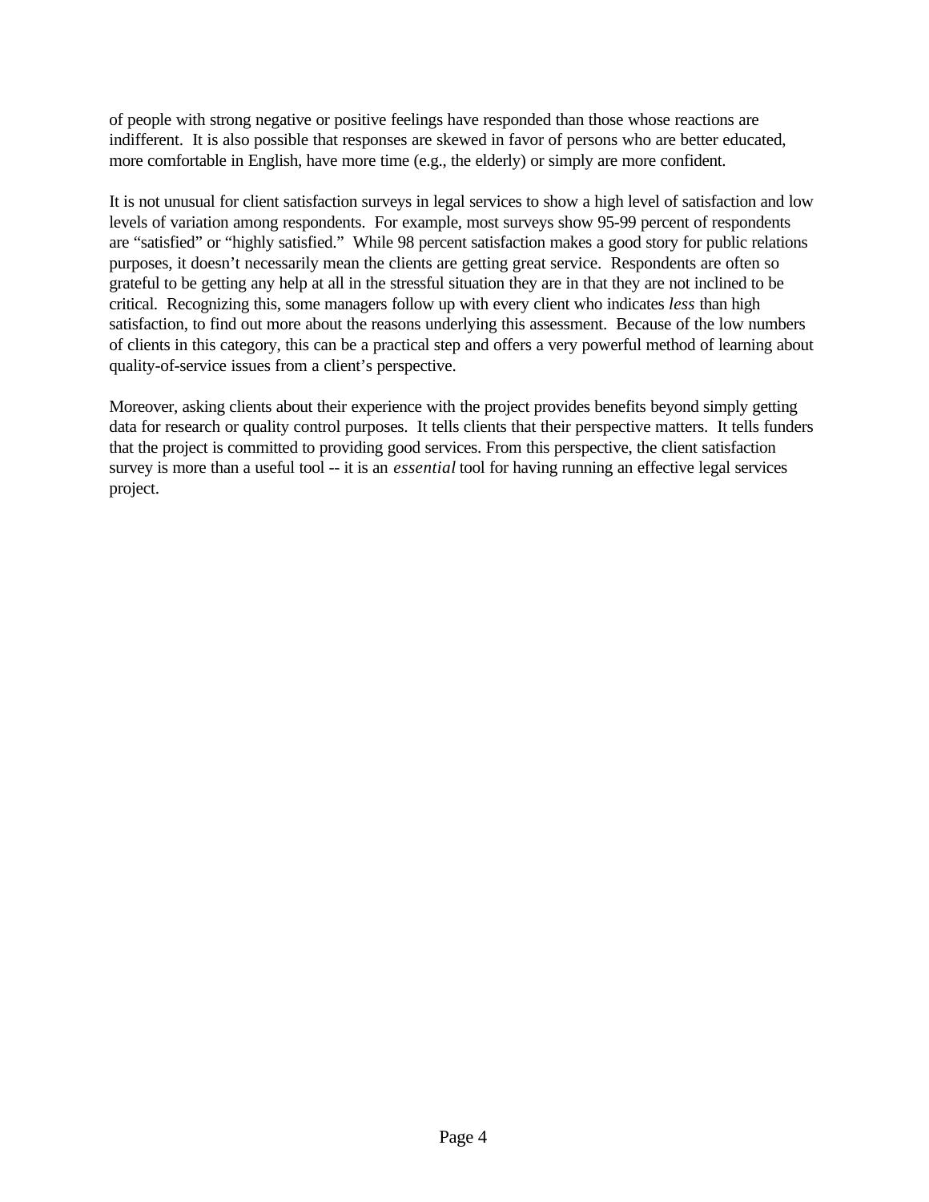of people with strong negative or positive feelings have responded than those whose reactions are indifferent. It is also possible that responses are skewed in favor of persons who are better educated, more comfortable in English, have more time (e.g., the elderly) or simply are more confident.

It is not unusual for client satisfaction surveys in legal services to show a high level of satisfaction and low levels of variation among respondents. For example, most surveys show 95-99 percent of respondents are "satisfied" or "highly satisfied." While 98 percent satisfaction makes a good story for public relations purposes, it doesn't necessarily mean the clients are getting great service. Respondents are often so grateful to be getting any help at all in the stressful situation they are in that they are not inclined to be critical. Recognizing this, some managers follow up with every client who indicates *less* than high satisfaction, to find out more about the reasons underlying this assessment. Because of the low numbers of clients in this category, this can be a practical step and offers a very powerful method of learning about quality-of-service issues from a client's perspective.

Moreover, asking clients about their experience with the project provides benefits beyond simply getting data for research or quality control purposes. It tells clients that their perspective matters. It tells funders that the project is committed to providing good services. From this perspective, the client satisfaction survey is more than a useful tool -- it is an *essential* tool for having running an effective legal services project.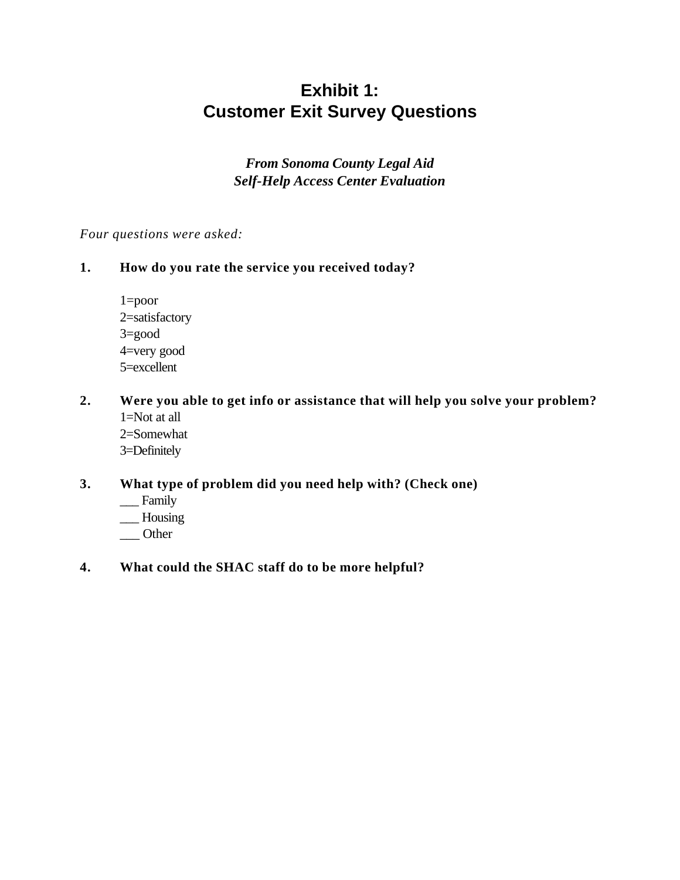# Exhibit 1:
# Customer Exit Survey Questions

***From Sonoma County Legal Aid***
***Self-Help Access Center Evaluation***

*Four questions were asked:*

**1. How do you rate the service you received today?**

1=poor
2=satisfactory
3=good
4=very good
5=excellent

**2. Were you able to get info or assistance that will help you solve your problem?**

1=Not at all
2=Somewhat
3=Definitely

**3. What type of problem did you need help with? (Check one)**

___ Family
___ Housing
___ Other

**4. What could the SHAC staff do to be more helpful?**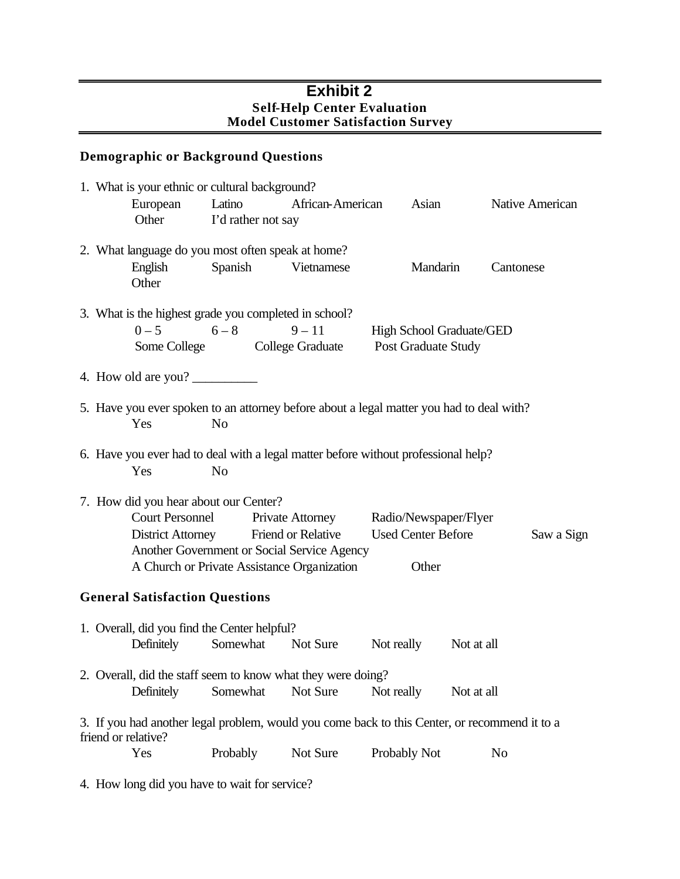# Exhibit 2

## Self-Help Center Evaluation
## Model Customer Satisfaction Survey

### Demographic or Background Questions

1. What is your ethnic or cultural background?

   European   Latino   African-American   Asian   Native American
   Other   I'd rather not say

2. What language do you most often speak at home?

   English   Spanish   Vietnamese   Mandarin   Cantonese
   Other

3. What is the highest grade you completed in school?

   0 – 5   6 – 8   9 – 11   High School Graduate/GED
   Some College   College Graduate   Post Graduate Study

4. How old are you? __________

5. Have you ever spoken to an attorney before about a legal matter you had to deal with?

   Yes   No

6. Have you ever had to deal with a legal matter before without professional help?

   Yes   No

7. How did you hear about our Center?

   Court Personnel   Private Attorney   Radio/Newspaper/Flyer
   District Attorney   Friend or Relative   Used Center Before   Saw a Sign
   Another Government or Social Service Agency
   A Church or Private Assistance Organization   Other

### General Satisfaction Questions

1. Overall, did you find the Center helpful?

   Definitely   Somewhat   Not Sure   Not really   Not at all

2. Overall, did the staff seem to know what they were doing?

   Definitely   Somewhat   Not Sure   Not really   Not at all

3. If you had another legal problem, would you come back to this Center, or recommend it to a friend or relative?

   Yes   Probably   Not Sure   Probably Not   No

4. How long did you have to wait for service?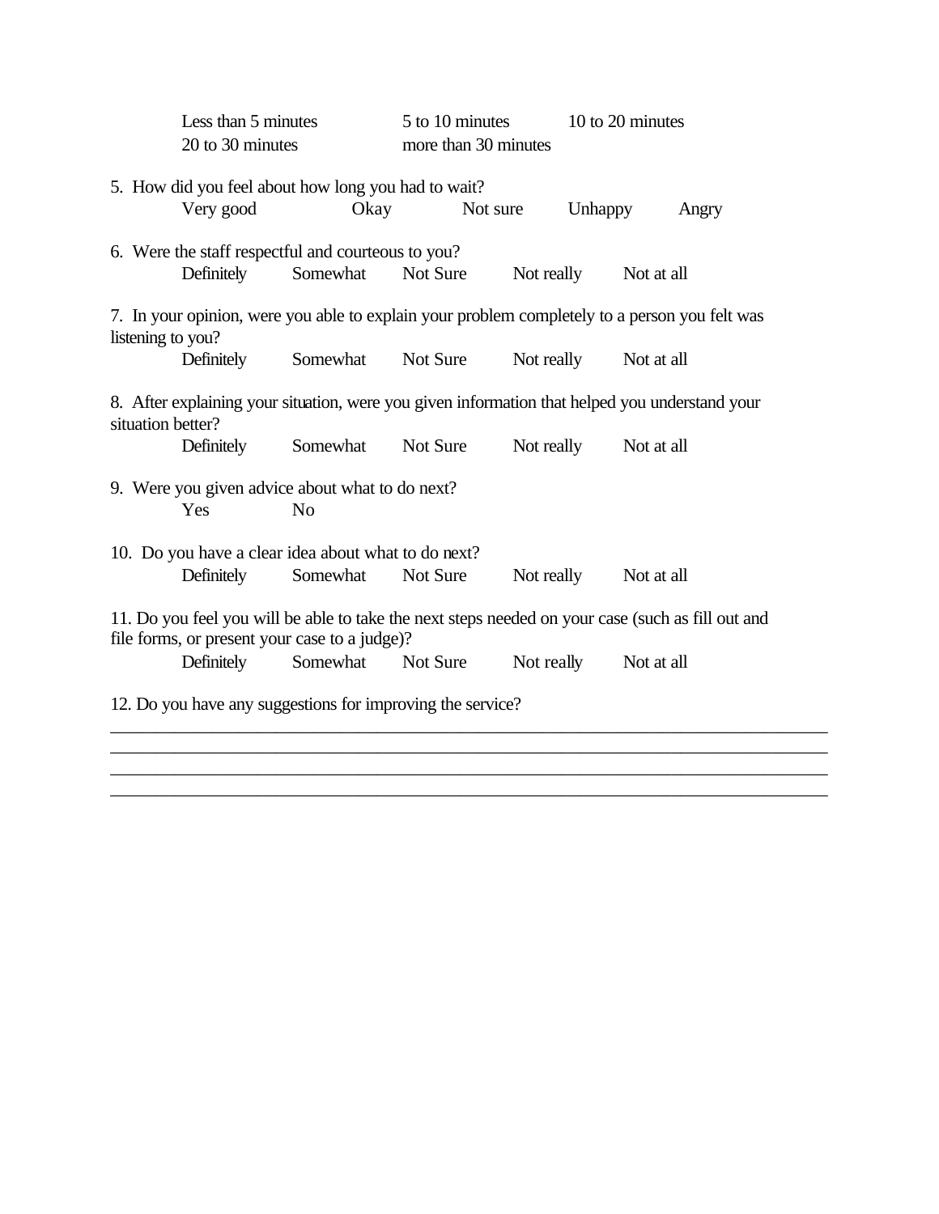Less than 5 minutes    5 to 10 minutes    10 to 20 minutes
20 to 30 minutes    more than 30 minutes

5. How did you feel about how long you had to wait?
Very good    Okay    Not sure    Unhappy    Angry

6. Were the staff respectful and courteous to you?
Definitely    Somewhat    Not Sure    Not really    Not at all

7. In your opinion, were you able to explain your problem completely to a person you felt was listening to you?
Definitely    Somewhat    Not Sure    Not really    Not at all

8. After explaining your situation, were you given information that helped you understand your situation better?
Definitely    Somewhat    Not Sure    Not really    Not at all

9. Were you given advice about what to do next?
Yes    No

10. Do you have a clear idea about what to do next?
Definitely    Somewhat    Not Sure    Not really    Not at all

11. Do you feel you will be able to take the next steps needed on your case (such as fill out and file forms, or present your case to a judge)?
Definitely    Somewhat    Not Sure    Not really    Not at all

12. Do you have any suggestions for improving the service?

______________________________________________________________________________
______________________________________________________________________________
______________________________________________________________________________
______________________________________________________________________________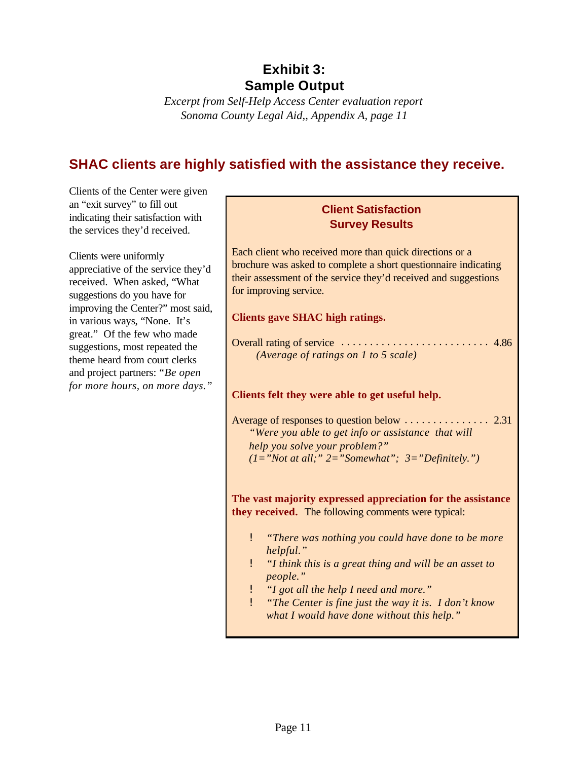# Exhibit 3:
# Sample Output

*Excerpt from Self-Help Access Center evaluation report*
*Sonoma County Legal Aid,, Appendix A, page 11*

## SHAC clients are highly satisfied with the assistance they receive.

Clients of the Center were given an "exit survey" to fill out indicating their satisfaction with the services they'd received.

Clients were uniformly appreciative of the service they'd received. When asked, "What suggestions do you have for improving the Center?" most said, in various ways, "None. It's great." Of the few who made suggestions, most repeated the theme heard from court clerks and project partners: *"Be open for more hours, on more days."*

### Client Satisfaction Survey Results

Each client who received more than quick directions or a brochure was asked to complete a short questionnaire indicating their assessment of the service they'd received and suggestions for improving service.

**Clients gave SHAC high ratings.**

Overall rating of service . . . . . . . . . . . . . . . . . . . . . . . . . . . 4.86
*(Average of ratings on 1 to 5 scale)*

**Clients felt they were able to get useful help.**

Average of responses to question below . . . . . . . . . . . . . . . 2.31
*"Were you able to get info or assistance that will help you solve your problem?"*
*(1="Not at all;" 2="Somewhat"; 3="Definitely.")*

**The vast majority expressed appreciation for the assistance they received.** The following comments were typical:

- *"There was nothing you could have done to be more helpful."*
- *"I think this is a great thing and will be an asset to people."*
- *"I got all the help I need and more."*
- *"The Center is fine just the way it is. I don't know what I would have done without this help."*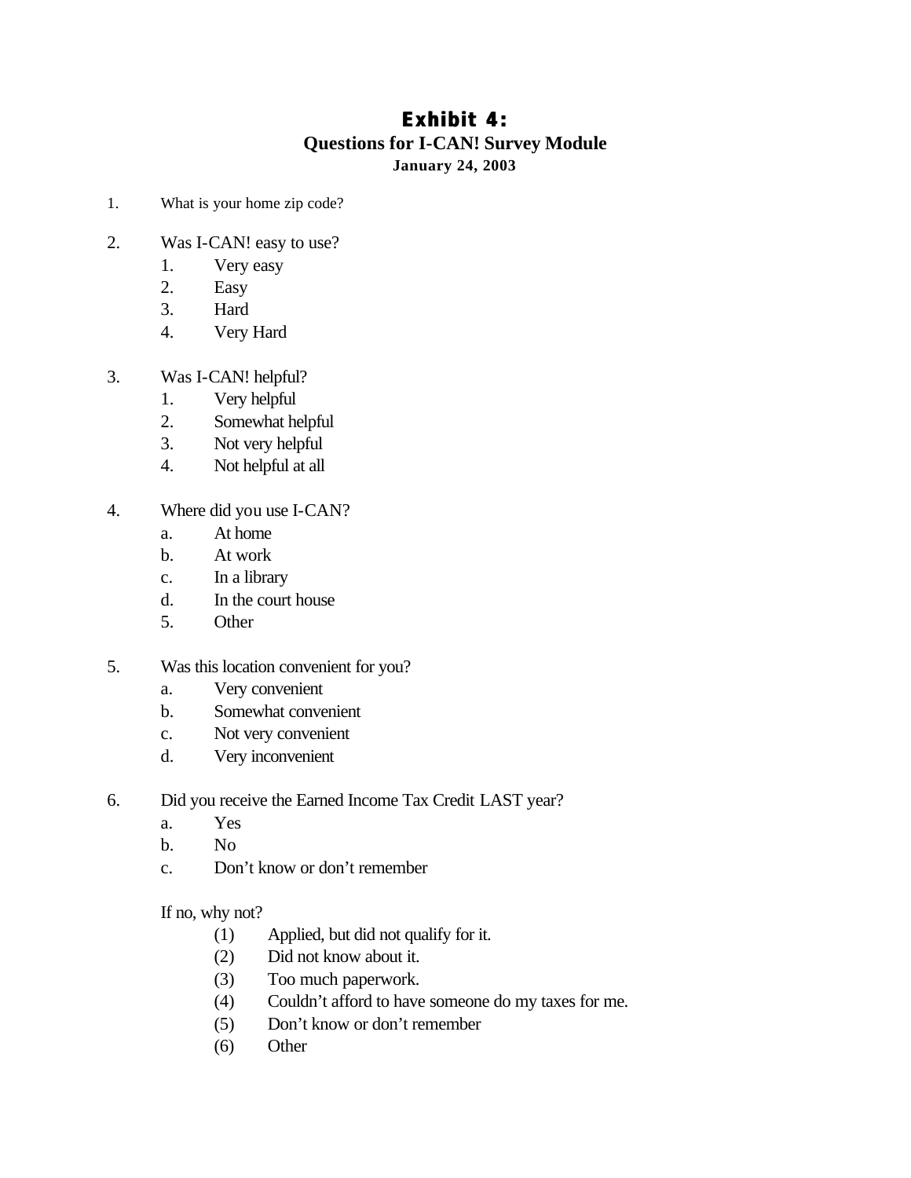# Exhibit 4:

## Questions for I-CAN! Survey Module

**January 24, 2003**

1. What is your home zip code?

2. Was I-CAN! easy to use?
   1. Very easy
   2. Easy
   3. Hard
   4. Very Hard

3. Was I-CAN! helpful?
   1. Very helpful
   2. Somewhat helpful
   3. Not very helpful
   4. Not helpful at all

4. Where did you use I-CAN?
   - a. At home
   - b. At work
   - c. In a library
   - d. In the court house
   - 5. Other

5. Was this location convenient for you?
   - a. Very convenient
   - b. Somewhat convenient
   - c. Not very convenient
   - d. Very inconvenient

6. Did you receive the Earned Income Tax Credit LAST year?
   - a. Yes
   - b. No
   - c. Don't know or don't remember

   If no, why not?
   - (1) Applied, but did not qualify for it.
   - (2) Did not know about it.
   - (3) Too much paperwork.
   - (4) Couldn't afford to have someone do my taxes for me.
   - (5) Don't know or don't remember
   - (6) Other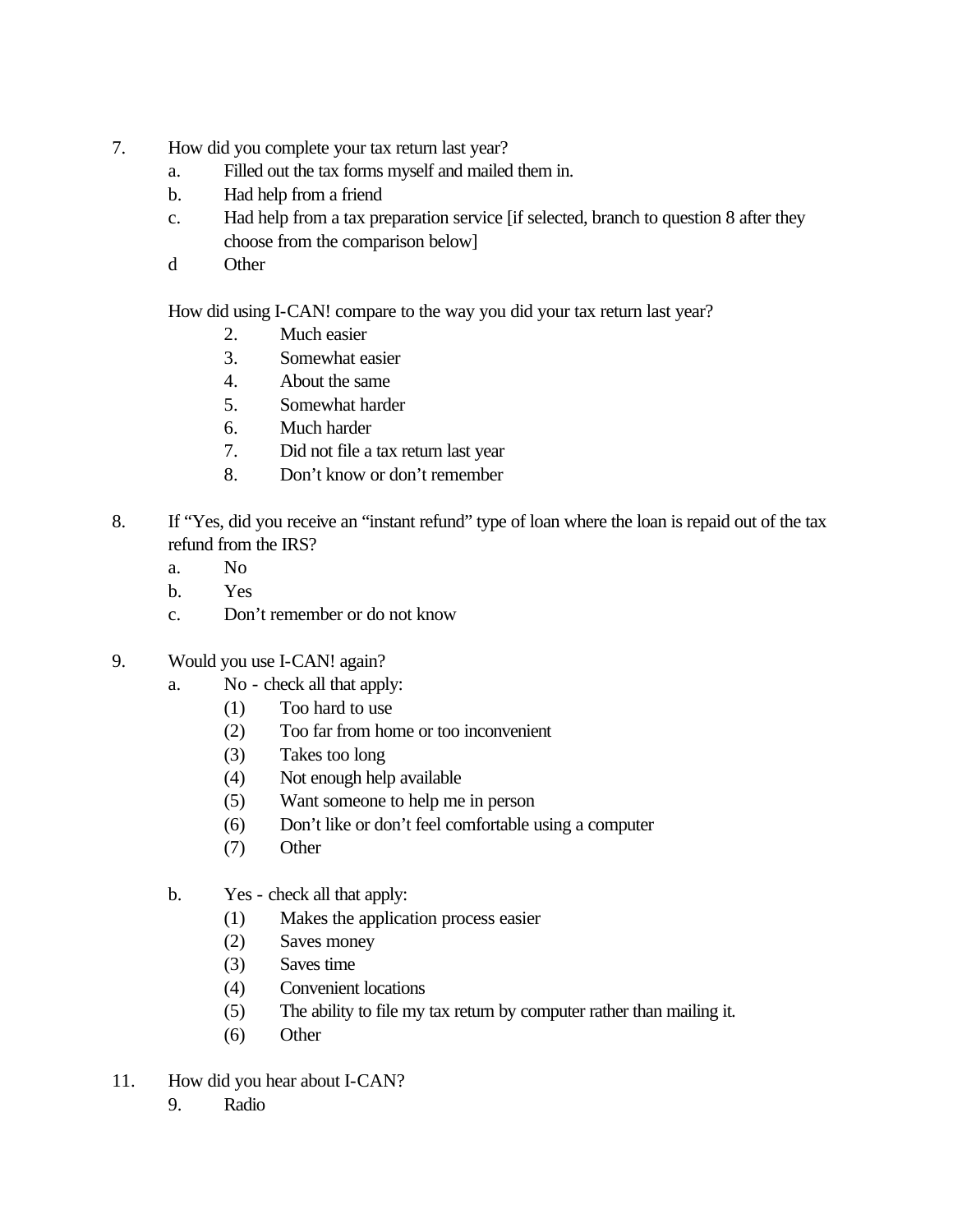7. How did you complete your tax return last year?
   a. Filled out the tax forms myself and mailed them in.
   b. Had help from a friend
   c. Had help from a tax preparation service [if selected, branch to question 8 after they choose from the comparison below]
   d Other

   How did using I-CAN! compare to the way you did your tax return last year?
   2. Much easier
   3. Somewhat easier
   4. About the same
   5. Somewhat harder
   6. Much harder
   7. Did not file a tax return last year
   8. Don't know or don't remember

8. If "Yes, did you receive an "instant refund" type of loan where the loan is repaid out of the tax refund from the IRS?
   a. No
   b. Yes
   c. Don't remember or do not know

9. Would you use I-CAN! again?
   a. No - check all that apply:
      (1) Too hard to use
      (2) Too far from home or too inconvenient
      (3) Takes too long
      (4) Not enough help available
      (5) Want someone to help me in person
      (6) Don't like or don't feel comfortable using a computer
      (7) Other

   b. Yes - check all that apply:
      (1) Makes the application process easier
      (2) Saves money
      (3) Saves time
      (4) Convenient locations
      (5) The ability to file my tax return by computer rather than mailing it.
      (6) Other

11. How did you hear about I-CAN?
   9. Radio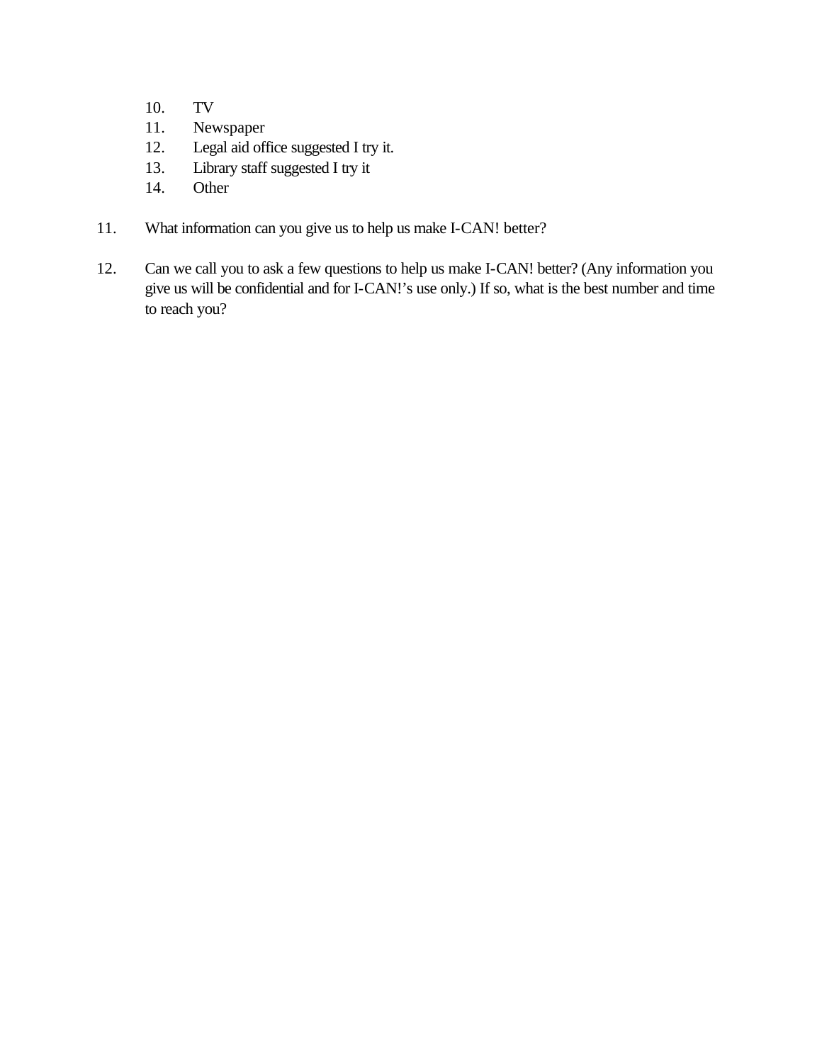10. TV
11. Newspaper
12. Legal aid office suggested I try it.
13. Library staff suggested I try it
14. Other

11. What information can you give us to help us make I-CAN! better?

12. Can we call you to ask a few questions to help us make I-CAN! better? (Any information you give us will be confidential and for I-CAN!'s use only.) If so, what is the best number and time to reach you?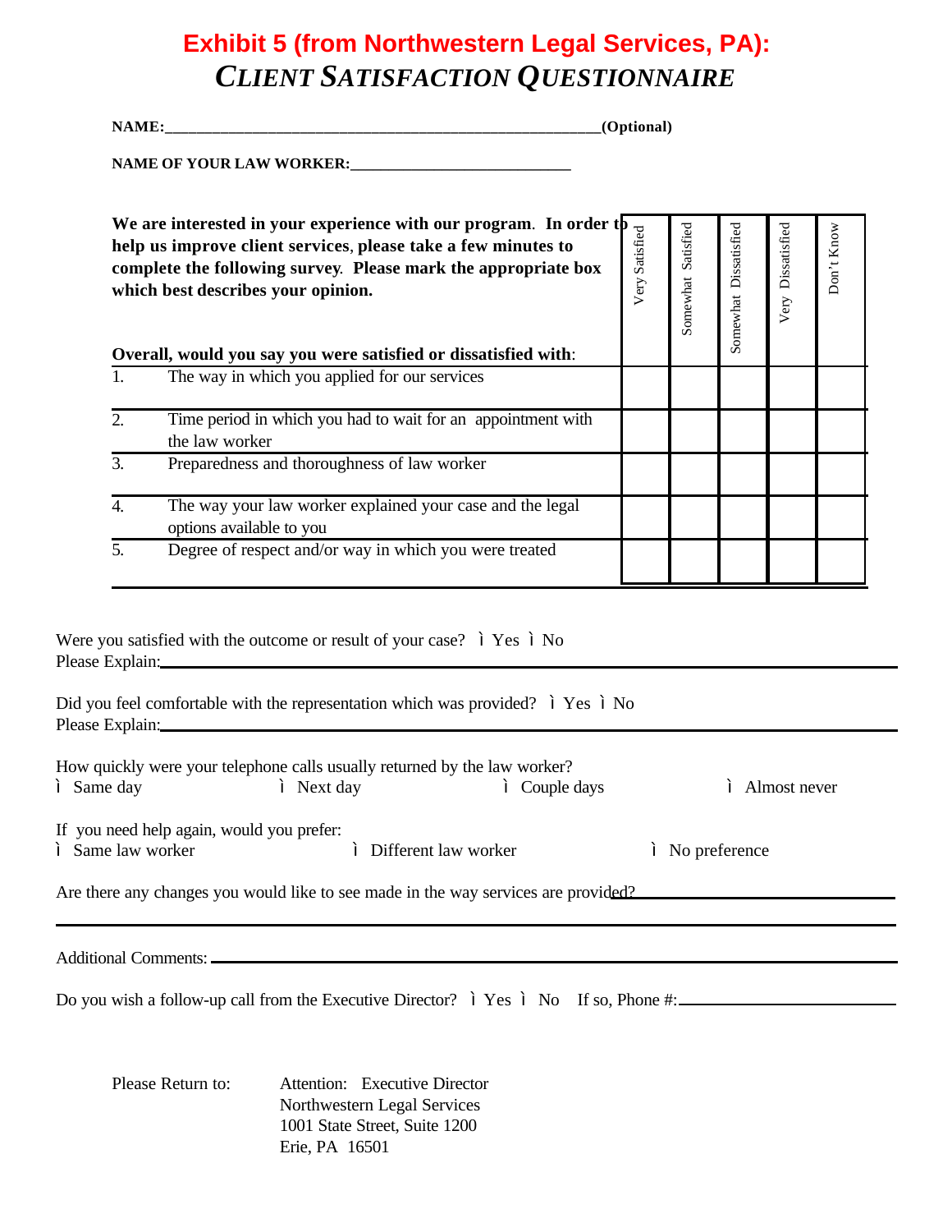# Exhibit 5 (from Northwestern Legal Services, PA):
## *CLIENT SATISFACTION QUESTIONNAIRE*

**NAME:**_________________________________________________________**(Optional)**

**NAME OF YOUR LAW WORKER:**____________________________

**We are interested in your experience with our program. In order to help us improve client services, please take a few minutes to complete the following survey. Please mark the appropriate box which best describes your opinion.**

| **Overall, would you say you were satisfied or dissatisfied with:** | Very Satisfied | Somewhat Satisfied | Somewhat Dissatisfied | Very Dissatisfied | Don't Know |
|---|---|---|---|---|---|
| 1. The way in which you applied for our services | | | | | |
| 2. Time period in which you had to wait for an appointment with the law worker | | | | | |
| 3. Preparedness and thoroughness of law worker | | | | | |
| 4. The way your law worker explained your case and the legal options available to you | | | | | |
| 5. Degree of respect and/or way in which you were treated | | | | | |

Were you satisfied with the outcome or result of your case? ì Yes ì No
Please Explain:____________________________________________________________

Did you feel comfortable with the representation which was provided? ì Yes ì No
Please Explain:____________________________________________________________

How quickly were your telephone calls usually returned by the law worker?
ì Same day ì Next day ì Couple days ì Almost never

If you need help again, would you prefer:
ì Same law worker ì Different law worker ì No preference

Are there any changes you would like to see made in the way services are provided?____________________

______________________________________________________________________________

Additional Comments: __________________________________________________________

Do you wish a follow-up call from the Executive Director? ì Yes ì No If so, Phone #:__________________

Please Return to:

Attention: Executive Director
Northwestern Legal Services
1001 State Street, Suite 1200
Erie, PA 16501